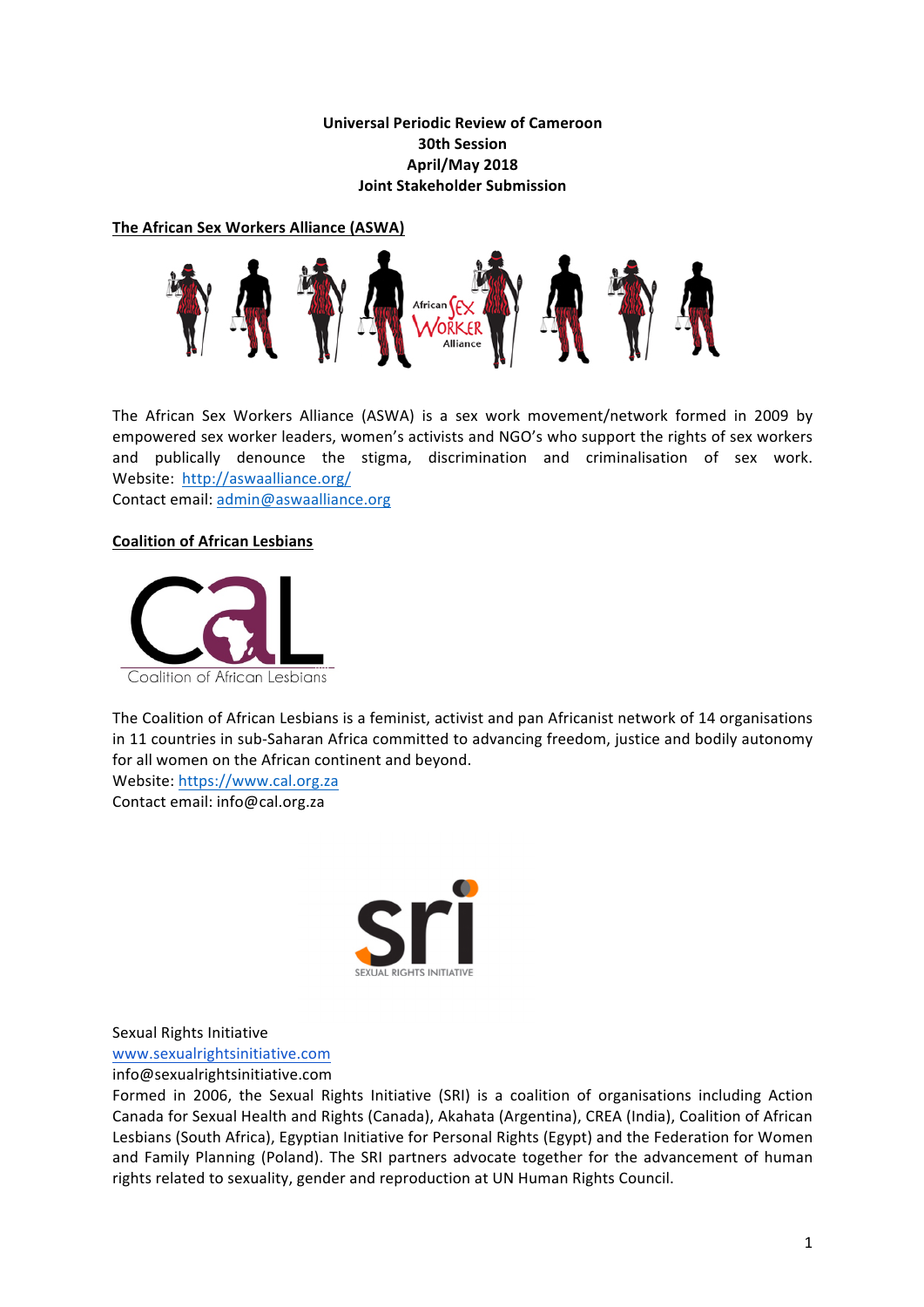**Universal Periodic Review of Cameroon**
**30th Session**
**April/May 2018**
**Joint Stakeholder Submission**

**The African Sex Workers Alliance (ASWA)**

The African Sex Workers Alliance (ASWA) is a sex work movement/network formed in 2009 by empowered sex worker leaders, women's activists and NGO's who support the rights of sex workers and publically denounce the stigma, discrimination and criminalisation of sex work.
Website: http://aswaalliance.org/
Contact email: admin@aswaalliance.org

**Coalition of African Lesbians**

The Coalition of African Lesbians is a feminist, activist and pan Africanist network of 14 organisations in 11 countries in sub-Saharan Africa committed to advancing freedom, justice and bodily autonomy for all women on the African continent and beyond.
Website: https://www.cal.org.za
Contact email: info@cal.org.za

Sexual Rights Initiative
www.sexualrightsinitiative.com
info@sexualrightsinitiative.com
Formed in 2006, the Sexual Rights Initiative (SRI) is a coalition of organisations including Action Canada for Sexual Health and Rights (Canada), Akahata (Argentina), CREA (India), Coalition of African Lesbians (South Africa), Egyptian Initiative for Personal Rights (Egypt) and the Federation for Women and Family Planning (Poland). The SRI partners advocate together for the advancement of human rights related to sexuality, gender and reproduction at UN Human Rights Council.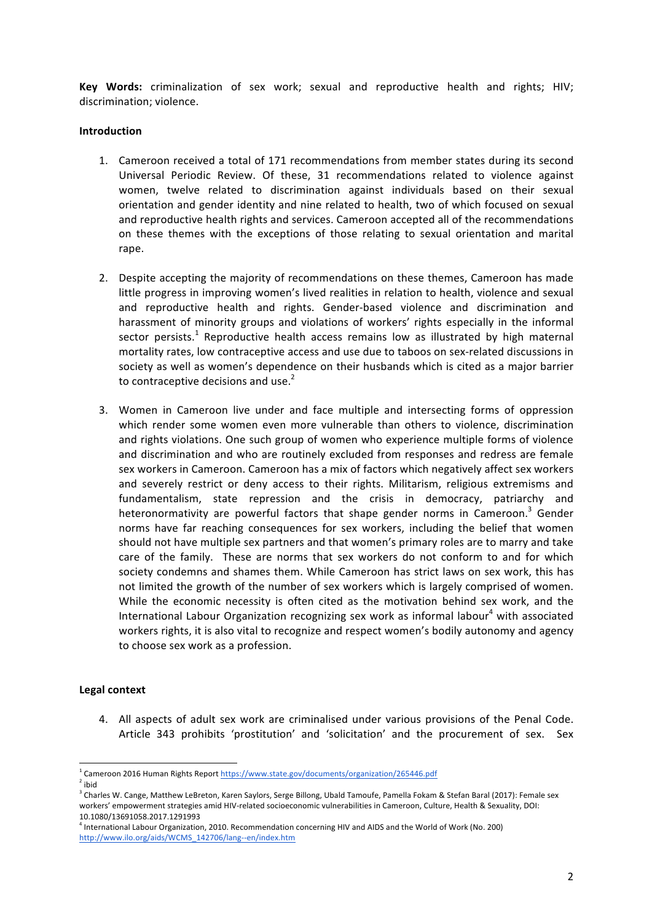**Key Words:** criminalization of sex work; sexual and reproductive health and rights; HIV; discrimination; violence.

**Introduction**

1. Cameroon received a total of 171 recommendations from member states during its second Universal Periodic Review. Of these, 31 recommendations related to violence against women, twelve related to discrimination against individuals based on their sexual orientation and gender identity and nine related to health, two of which focused on sexual and reproductive health rights and services. Cameroon accepted all of the recommendations on these themes with the exceptions of those relating to sexual orientation and marital rape.

2. Despite accepting the majority of recommendations on these themes, Cameroon has made little progress in improving women's lived realities in relation to health, violence and sexual and reproductive health and rights. Gender-based violence and discrimination and harassment of minority groups and violations of workers' rights especially in the informal sector persists.[1] Reproductive health access remains low as illustrated by high maternal mortality rates, low contraceptive access and use due to taboos on sex-related discussions in society as well as women's dependence on their husbands which is cited as a major barrier to contraceptive decisions and use.[2]

3. Women in Cameroon live under and face multiple and intersecting forms of oppression which render some women even more vulnerable than others to violence, discrimination and rights violations. One such group of women who experience multiple forms of violence and discrimination and who are routinely excluded from responses and redress are female sex workers in Cameroon. Cameroon has a mix of factors which negatively affect sex workers and severely restrict or deny access to their rights. Militarism, religious extremisms and fundamentalism, state repression and the crisis in democracy, patriarchy and heteronormativity are powerful factors that shape gender norms in Cameroon.[3] Gender norms have far reaching consequences for sex workers, including the belief that women should not have multiple sex partners and that women's primary roles are to marry and take care of the family. These are norms that sex workers do not conform to and for which society condemns and shames them. While Cameroon has strict laws on sex work, this has not limited the growth of the number of sex workers which is largely comprised of women. While the economic necessity is often cited as the motivation behind sex work, and the International Labour Organization recognizing sex work as informal labour[4] with associated workers rights, it is also vital to recognize and respect women's bodily autonomy and agency to choose sex work as a profession.

**Legal context**

4. All aspects of adult sex work are criminalised under various provisions of the Penal Code. Article 343 prohibits 'prostitution' and 'solicitation' and the procurement of sex. Sex

---

[1] Cameroon 2016 Human Rights Report https://www.state.gov/documents/organization/265446.pdf

[2] ibid

[3] Charles W. Cange, Matthew LeBreton, Karen Saylors, Serge Billong, Ubald Tamoufe, Pamella Fokam & Stefan Baral (2017): Female sex workers' empowerment strategies amid HIV-related socioeconomic vulnerabilities in Cameroon, Culture, Health & Sexuality, DOI: 10.1080/13691058.2017.1291993

[4] International Labour Organization, 2010. Recommendation concerning HIV and AIDS and the World of Work (No. 200) http://www.ilo.org/aids/WCMS_142706/lang--en/index.htm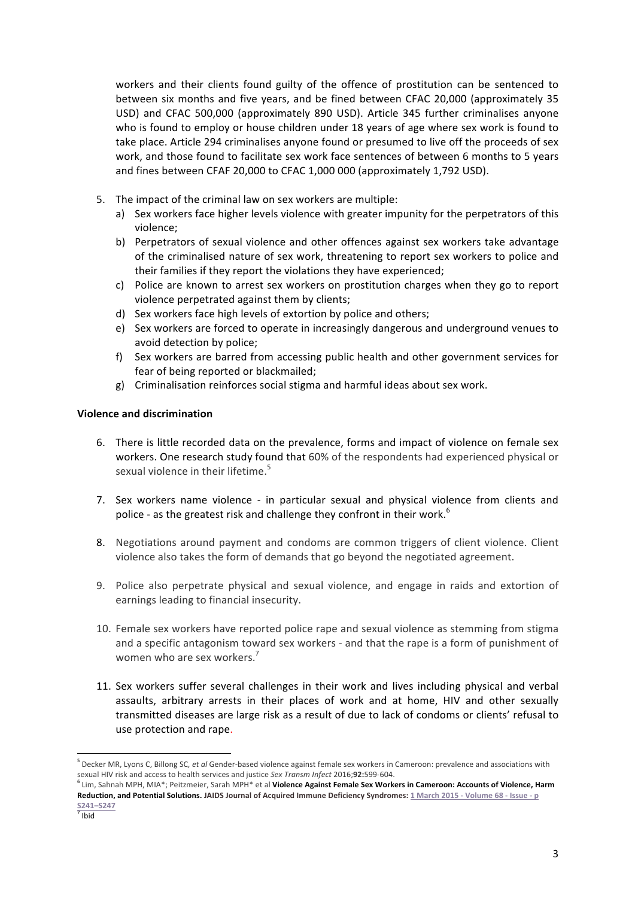workers and their clients found guilty of the offence of prostitution can be sentenced to between six months and five years, and be fined between CFAC 20,000 (approximately 35 USD) and CFAC 500,000 (approximately 890 USD). Article 345 further criminalises anyone who is found to employ or house children under 18 years of age where sex work is found to take place. Article 294 criminalises anyone found or presumed to live off the proceeds of sex work, and those found to facilitate sex work face sentences of between 6 months to 5 years and fines between CFAF 20,000 to CFAC 1,000 000 (approximately 1,792 USD).

5. The impact of the criminal law on sex workers are multiple:
   a) Sex workers face higher levels violence with greater impunity for the perpetrators of this violence;
   b) Perpetrators of sexual violence and other offences against sex workers take advantage of the criminalised nature of sex work, threatening to report sex workers to police and their families if they report the violations they have experienced;
   c) Police are known to arrest sex workers on prostitution charges when they go to report violence perpetrated against them by clients;
   d) Sex workers face high levels of extortion by police and others;
   e) Sex workers are forced to operate in increasingly dangerous and underground venues to avoid detection by police;
   f) Sex workers are barred from accessing public health and other government services for fear of being reported or blackmailed;
   g) Criminalisation reinforces social stigma and harmful ideas about sex work.

**Violence and discrimination**

6. There is little recorded data on the prevalence, forms and impact of violence on female sex workers. One research study found that 60% of the respondents had experienced physical or sexual violence in their lifetime.[5]

7. Sex workers name violence - in particular sexual and physical violence from clients and police - as the greatest risk and challenge they confront in their work.[6]

8. Negotiations around payment and condoms are common triggers of client violence. Client violence also takes the form of demands that go beyond the negotiated agreement.

9. Police also perpetrate physical and sexual violence, and engage in raids and extortion of earnings leading to financial insecurity.

10. Female sex workers have reported police rape and sexual violence as stemming from stigma and a specific antagonism toward sex workers - and that the rape is a form of punishment of women who are sex workers.[7]

11. Sex workers suffer several challenges in their work and lives including physical and verbal assaults, arbitrary arrests in their places of work and at home, HIV and other sexually transmitted diseases are large risk as a result of due to lack of condoms or clients' refusal to use protection and rape.

---

[5] Decker MR, Lyons C, Billong SC, *et al* Gender-based violence against female sex workers in Cameroon: prevalence and associations with sexual HIV risk and access to health services and justice *Sex Transm Infect* 2016;**92:**599-604.

[6] Lim, Sahnah MPH, MIA*; Peitzmeier, Sarah MPH* et al **Violence Against Female Sex Workers in Cameroon: Accounts of Violence, Harm Reduction, and Potential Solutions. JAIDS Journal of Acquired Immune Deficiency Syndromes: 1 March 2015 - Volume 68 - Issue - p S241–S247**

[7] Ibid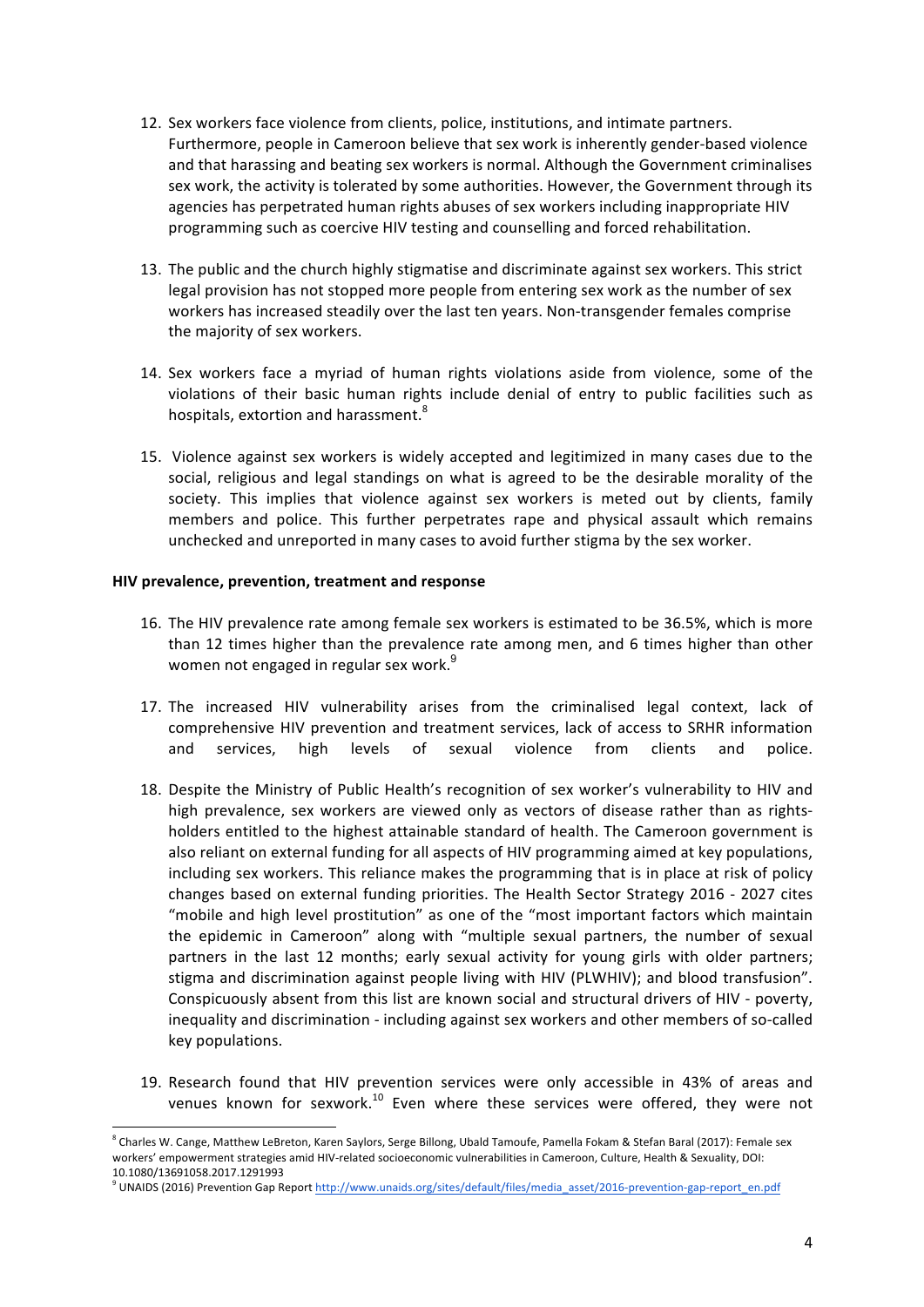12. Sex workers face violence from clients, police, institutions, and intimate partners. Furthermore, people in Cameroon believe that sex work is inherently gender-based violence and that harassing and beating sex workers is normal. Although the Government criminalises sex work, the activity is tolerated by some authorities. However, the Government through its agencies has perpetrated human rights abuses of sex workers including inappropriate HIV programming such as coercive HIV testing and counselling and forced rehabilitation.

13. The public and the church highly stigmatise and discriminate against sex workers. This strict legal provision has not stopped more people from entering sex work as the number of sex workers has increased steadily over the last ten years. Non-transgender females comprise the majority of sex workers.

14. Sex workers face a myriad of human rights violations aside from violence, some of the violations of their basic human rights include denial of entry to public facilities such as hospitals, extortion and harassment.[8]

15. Violence against sex workers is widely accepted and legitimized in many cases due to the social, religious and legal standings on what is agreed to be the desirable morality of the society. This implies that violence against sex workers is meted out by clients, family members and police. This further perpetrates rape and physical assault which remains unchecked and unreported in many cases to avoid further stigma by the sex worker.

**HIV prevalence, prevention, treatment and response**

16. The HIV prevalence rate among female sex workers is estimated to be 36.5%, which is more than 12 times higher than the prevalence rate among men, and 6 times higher than other women not engaged in regular sex work.[9]

17. The increased HIV vulnerability arises from the criminalised legal context, lack of comprehensive HIV prevention and treatment services, lack of access to SRHR information and services, high levels of sexual violence from clients and police.

18. Despite the Ministry of Public Health's recognition of sex worker's vulnerability to HIV and high prevalence, sex workers are viewed only as vectors of disease rather than as rights-holders entitled to the highest attainable standard of health. The Cameroon government is also reliant on external funding for all aspects of HIV programming aimed at key populations, including sex workers. This reliance makes the programming that is in place at risk of policy changes based on external funding priorities. The Health Sector Strategy 2016 - 2027 cites "mobile and high level prostitution" as one of the "most important factors which maintain the epidemic in Cameroon" along with "multiple sexual partners, the number of sexual partners in the last 12 months; early sexual activity for young girls with older partners; stigma and discrimination against people living with HIV (PLWHIV); and blood transfusion". Conspicuously absent from this list are known social and structural drivers of HIV - poverty, inequality and discrimination - including against sex workers and other members of so-called key populations.

19. Research found that HIV prevention services were only accessible in 43% of areas and venues known for sexwork.[10] Even where these services were offered, they were not

---

[8] Charles W. Cange, Matthew LeBreton, Karen Saylors, Serge Billong, Ubald Tamoufe, Pamella Fokam & Stefan Baral (2017): Female sex workers' empowerment strategies amid HIV-related socioeconomic vulnerabilities in Cameroon, Culture, Health & Sexuality, DOI: 10.1080/13691058.2017.1291993

[9] UNAIDS (2016) Prevention Gap Report http://www.unaids.org/sites/default/files/media_asset/2016-prevention-gap-report_en.pdf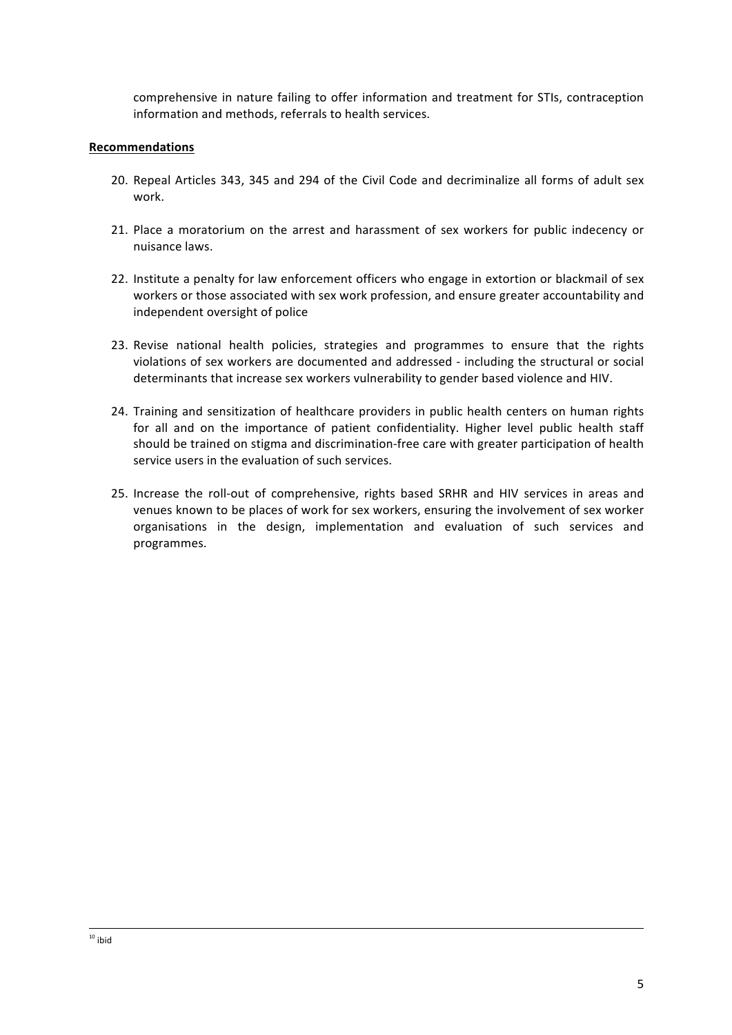comprehensive in nature failing to offer information and treatment for STIs, contraception information and methods, referrals to health services.

**Recommendations**

20. Repeal Articles 343, 345 and 294 of the Civil Code and decriminalize all forms of adult sex work.

21. Place a moratorium on the arrest and harassment of sex workers for public indecency or nuisance laws.

22. Institute a penalty for law enforcement officers who engage in extortion or blackmail of sex workers or those associated with sex work profession, and ensure greater accountability and independent oversight of police

23. Revise national health policies, strategies and programmes to ensure that the rights violations of sex workers are documented and addressed - including the structural or social determinants that increase sex workers vulnerability to gender based violence and HIV.

24. Training and sensitization of healthcare providers in public health centers on human rights for all and on the importance of patient confidentiality. Higher level public health staff should be trained on stigma and discrimination-free care with greater participation of health service users in the evaluation of such services.

25. Increase the roll-out of comprehensive, rights based SRHR and HIV services in areas and venues known to be places of work for sex workers, ensuring the involvement of sex worker organisations in the design, implementation and evaluation of such services and programmes.

---

[10] ibid